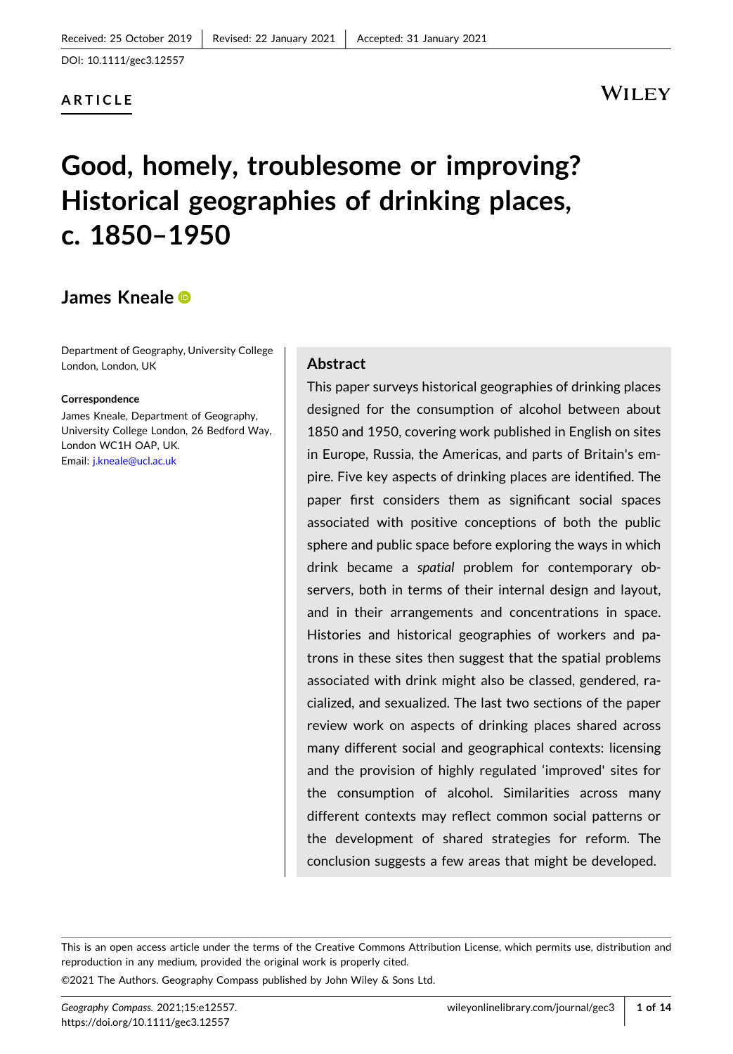Received: 25 October 2019 | Revised: 22 January 2021 | Accepted: 31 January 2021

DOI: 10.1111/gec3.12557

**ARTICLE**

# Good, homely, troublesome or improving? Historical geographies of drinking places, c. 1850–1950

## James Kneale

Department of Geography, University College London, London, UK

**Correspondence**

James Kneale, Department of Geography, University College London, 26 Bedford Way, London WC1H OAP, UK.
Email: j.kneale@ucl.ac.uk

### Abstract

This paper surveys historical geographies of drinking places designed for the consumption of alcohol between about 1850 and 1950, covering work published in English on sites in Europe, Russia, the Americas, and parts of Britain's empire. Five key aspects of drinking places are identified. The paper first considers them as significant social spaces associated with positive conceptions of both the public sphere and public space before exploring the ways in which drink became a *spatial* problem for contemporary observers, both in terms of their internal design and layout, and in their arrangements and concentrations in space. Histories and historical geographies of workers and patrons in these sites then suggest that the spatial problems associated with drink might also be classed, gendered, racialized, and sexualized. The last two sections of the paper review work on aspects of drinking places shared across many different social and geographical contexts: licensing and the provision of highly regulated 'improved' sites for the consumption of alcohol. Similarities across many different contexts may reflect common social patterns or the development of shared strategies for reform. The conclusion suggests a few areas that might be developed.

This is an open access article under the terms of the Creative Commons Attribution License, which permits use, distribution and reproduction in any medium, provided the original work is properly cited.

©2021 The Authors. Geography Compass published by John Wiley & Sons Ltd.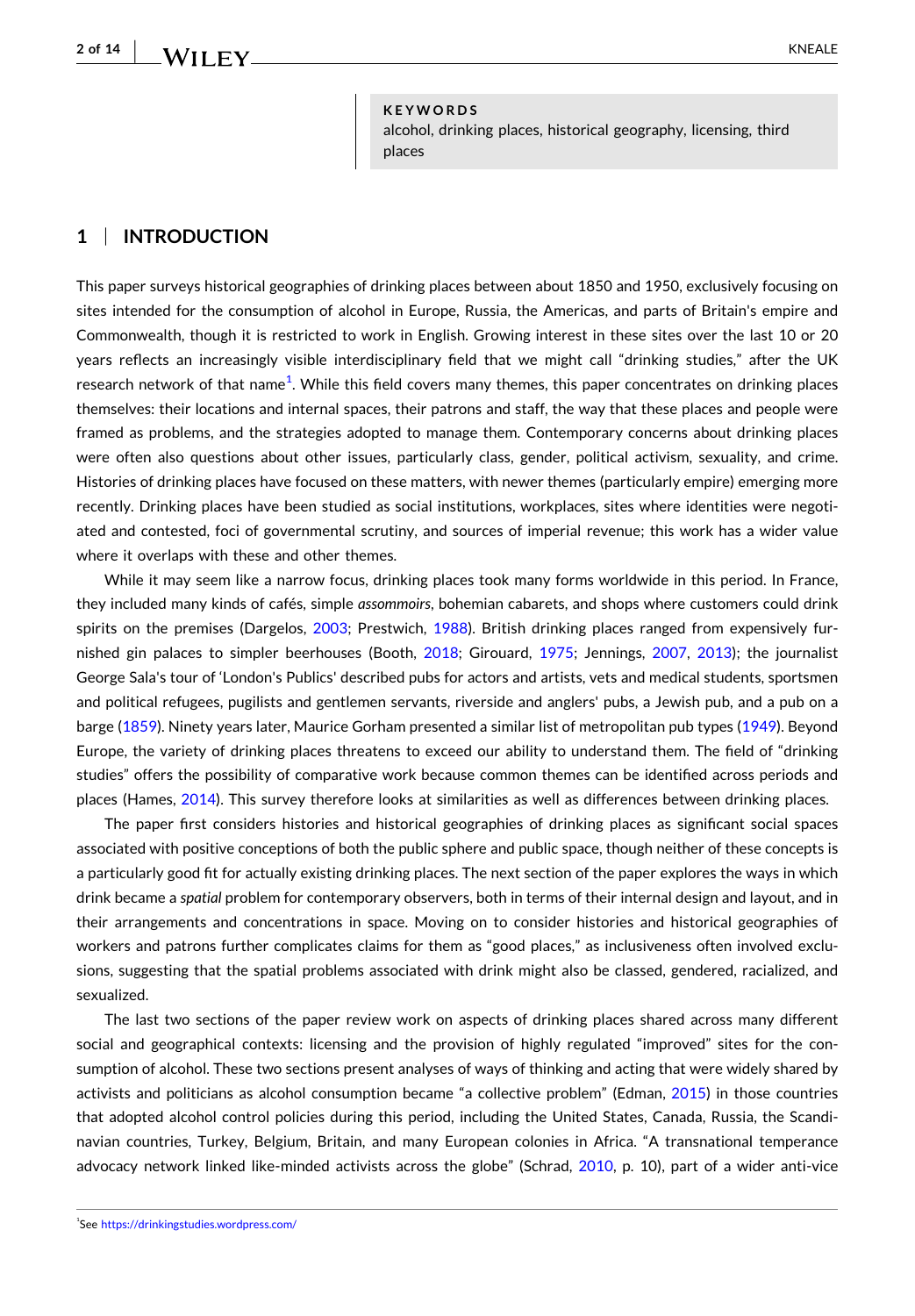**KEYWORDS**
alcohol, drinking places, historical geography, licensing, third places

## 1 | INTRODUCTION

This paper surveys historical geographies of drinking places between about 1850 and 1950, exclusively focusing on sites intended for the consumption of alcohol in Europe, Russia, the Americas, and parts of Britain's empire and Commonwealth, though it is restricted to work in English. Growing interest in these sites over the last 10 or 20 years reflects an increasingly visible interdisciplinary field that we might call "drinking studies," after the UK research network of that name[1]. While this field covers many themes, this paper concentrates on drinking places themselves: their locations and internal spaces, their patrons and staff, the way that these places and people were framed as problems, and the strategies adopted to manage them. Contemporary concerns about drinking places were often also questions about other issues, particularly class, gender, political activism, sexuality, and crime. Histories of drinking places have focused on these matters, with newer themes (particularly empire) emerging more recently. Drinking places have been studied as social institutions, workplaces, sites where identities were negotiated and contested, foci of governmental scrutiny, and sources of imperial revenue; this work has a wider value where it overlaps with these and other themes.

While it may seem like a narrow focus, drinking places took many forms worldwide in this period. In France, they included many kinds of cafés, simple *assommoirs*, bohemian cabarets, and shops where customers could drink spirits on the premises (Dargelos, 2003; Prestwich, 1988). British drinking places ranged from expensively furnished gin palaces to simpler beerhouses (Booth, 2018; Girouard, 1975; Jennings, 2007, 2013); the journalist George Sala's tour of 'London's Publics' described pubs for actors and artists, vets and medical students, sportsmen and political refugees, pugilists and gentlemen servants, riverside and anglers' pubs, a Jewish pub, and a pub on a barge (1859). Ninety years later, Maurice Gorham presented a similar list of metropolitan pub types (1949). Beyond Europe, the variety of drinking places threatens to exceed our ability to understand them. The field of "drinking studies" offers the possibility of comparative work because common themes can be identified across periods and places (Hames, 2014). This survey therefore looks at similarities as well as differences between drinking places.

The paper first considers histories and historical geographies of drinking places as significant social spaces associated with positive conceptions of both the public sphere and public space, though neither of these concepts is a particularly good fit for actually existing drinking places. The next section of the paper explores the ways in which drink became a *spatial* problem for contemporary observers, both in terms of their internal design and layout, and in their arrangements and concentrations in space. Moving on to consider histories and historical geographies of workers and patrons further complicates claims for them as "good places," as inclusiveness often involved exclusions, suggesting that the spatial problems associated with drink might also be classed, gendered, racialized, and sexualized.

The last two sections of the paper review work on aspects of drinking places shared across many different social and geographical contexts: licensing and the provision of highly regulated "improved" sites for the consumption of alcohol. These two sections present analyses of ways of thinking and acting that were widely shared by activists and politicians as alcohol consumption became "a collective problem" (Edman, 2015) in those countries that adopted alcohol control policies during this period, including the United States, Canada, Russia, the Scandinavian countries, Turkey, Belgium, Britain, and many European colonies in Africa. "A transnational temperance advocacy network linked like-minded activists across the globe" (Schrad, 2010, p. 10), part of a wider anti-vice

[1] See https://drinkingstudies.wordpress.com/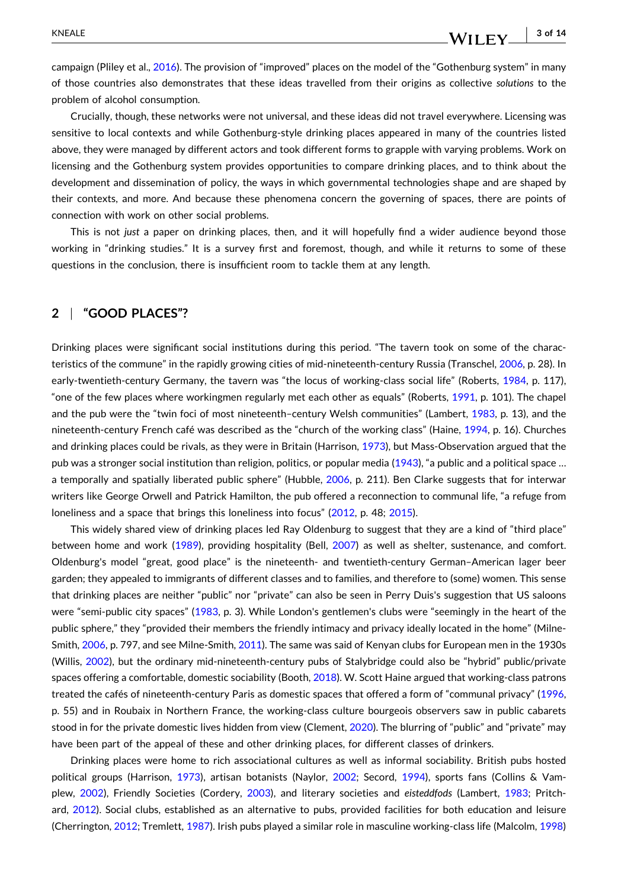campaign (Pliley et al., 2016). The provision of "improved" places on the model of the "Gothenburg system" in many of those countries also demonstrates that these ideas travelled from their origins as collective *solutions* to the problem of alcohol consumption.

Crucially, though, these networks were not universal, and these ideas did not travel everywhere. Licensing was sensitive to local contexts and while Gothenburg-style drinking places appeared in many of the countries listed above, they were managed by different actors and took different forms to grapple with varying problems. Work on licensing and the Gothenburg system provides opportunities to compare drinking places, and to think about the development and dissemination of policy, the ways in which governmental technologies shape and are shaped by their contexts, and more. And because these phenomena concern the governing of spaces, there are points of connection with work on other social problems.

This is not *just* a paper on drinking places, then, and it will hopefully find a wider audience beyond those working in "drinking studies." It is a survey first and foremost, though, and while it returns to some of these questions in the conclusion, there is insufficient room to tackle them at any length.

## 2 | "GOOD PLACES"?

Drinking places were significant social institutions during this period. "The tavern took on some of the characteristics of the commune" in the rapidly growing cities of mid-nineteenth-century Russia (Transchel, 2006, p. 28). In early-twentieth-century Germany, the tavern was "the locus of working-class social life" (Roberts, 1984, p. 117), "one of the few places where workingmen regularly met each other as equals" (Roberts, 1991, p. 101). The chapel and the pub were the "twin foci of most nineteenth–century Welsh communities" (Lambert, 1983, p. 13), and the nineteenth-century French café was described as the "church of the working class" (Haine, 1994, p. 16). Churches and drinking places could be rivals, as they were in Britain (Harrison, 1973), but Mass-Observation argued that the pub was a stronger social institution than religion, politics, or popular media (1943), "a public and a political space … a temporally and spatially liberated public sphere" (Hubble, 2006, p. 211). Ben Clarke suggests that for interwar writers like George Orwell and Patrick Hamilton, the pub offered a reconnection to communal life, "a refuge from loneliness and a space that brings this loneliness into focus" (2012, p. 48; 2015).

This widely shared view of drinking places led Ray Oldenburg to suggest that they are a kind of "third place" between home and work (1989), providing hospitality (Bell, 2007) as well as shelter, sustenance, and comfort. Oldenburg's model "great, good place" is the nineteenth- and twentieth-century German–American lager beer garden; they appealed to immigrants of different classes and to families, and therefore to (some) women. This sense that drinking places are neither "public" nor "private" can also be seen in Perry Duis's suggestion that US saloons were "semi-public city spaces" (1983, p. 3). While London's gentlemen's clubs were "seemingly in the heart of the public sphere," they "provided their members the friendly intimacy and privacy ideally located in the home" (Milne-Smith, 2006, p. 797, and see Milne-Smith, 2011). The same was said of Kenyan clubs for European men in the 1930s (Willis, 2002), but the ordinary mid-nineteenth-century pubs of Stalybridge could also be "hybrid" public/private spaces offering a comfortable, domestic sociability (Booth, 2018). W. Scott Haine argued that working-class patrons treated the cafés of nineteenth-century Paris as domestic spaces that offered a form of "communal privacy" (1996, p. 55) and in Roubaix in Northern France, the working-class culture bourgeois observers saw in public cabarets stood in for the private domestic lives hidden from view (Clement, 2020). The blurring of "public" and "private" may have been part of the appeal of these and other drinking places, for different classes of drinkers.

Drinking places were home to rich associational cultures as well as informal sociability. British pubs hosted political groups (Harrison, 1973), artisan botanists (Naylor, 2002; Secord, 1994), sports fans (Collins & Vamplew, 2002), Friendly Societies (Cordery, 2003), and literary societies and *eisteddfods* (Lambert, 1983; Pritchard, 2012). Social clubs, established as an alternative to pubs, provided facilities for both education and leisure (Cherrington, 2012; Tremlett, 1987). Irish pubs played a similar role in masculine working-class life (Malcolm, 1998)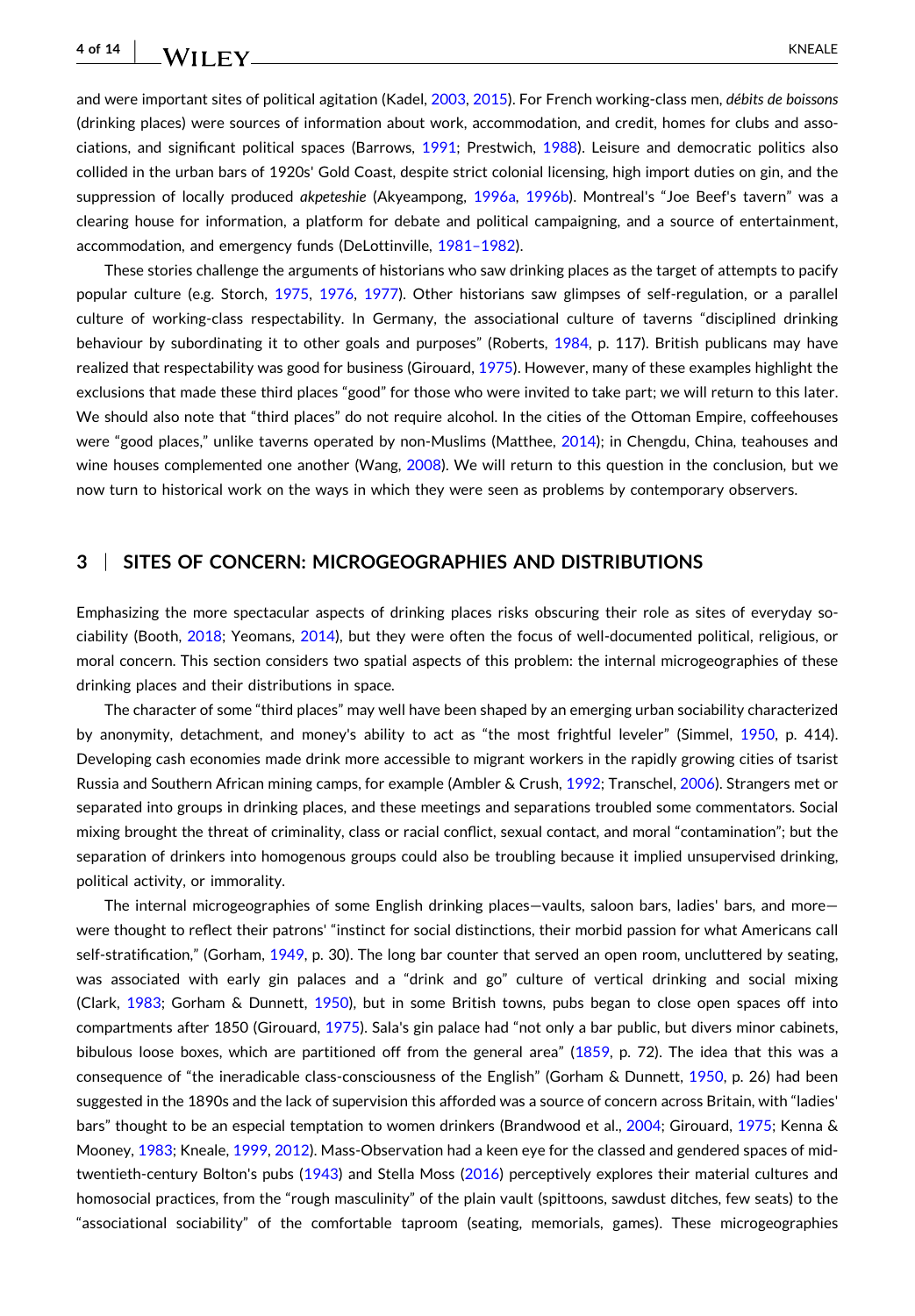and were important sites of political agitation (Kadel, 2003, 2015). For French working-class men, *débits de boissons* (drinking places) were sources of information about work, accommodation, and credit, homes for clubs and associations, and significant political spaces (Barrows, 1991; Prestwich, 1988). Leisure and democratic politics also collided in the urban bars of 1920s' Gold Coast, despite strict colonial licensing, high import duties on gin, and the suppression of locally produced *akpeteshie* (Akyeampong, 1996a, 1996b). Montreal's "Joe Beef's tavern" was a clearing house for information, a platform for debate and political campaigning, and a source of entertainment, accommodation, and emergency funds (DeLottinville, 1981–1982).

These stories challenge the arguments of historians who saw drinking places as the target of attempts to pacify popular culture (e.g. Storch, 1975, 1976, 1977). Other historians saw glimpses of self-regulation, or a parallel culture of working-class respectability. In Germany, the associational culture of taverns "disciplined drinking behaviour by subordinating it to other goals and purposes" (Roberts, 1984, p. 117). British publicans may have realized that respectability was good for business (Girouard, 1975). However, many of these examples highlight the exclusions that made these third places "good" for those who were invited to take part; we will return to this later. We should also note that "third places" do not require alcohol. In the cities of the Ottoman Empire, coffeehouses were "good places," unlike taverns operated by non-Muslims (Matthee, 2014); in Chengdu, China, teahouses and wine houses complemented one another (Wang, 2008). We will return to this question in the conclusion, but we now turn to historical work on the ways in which they were seen as problems by contemporary observers.

## 3 | SITES OF CONCERN: MICROGEOGRAPHIES AND DISTRIBUTIONS

Emphasizing the more spectacular aspects of drinking places risks obscuring their role as sites of everyday sociability (Booth, 2018; Yeomans, 2014), but they were often the focus of well-documented political, religious, or moral concern. This section considers two spatial aspects of this problem: the internal microgeographies of these drinking places and their distributions in space.

The character of some "third places" may well have been shaped by an emerging urban sociability characterized by anonymity, detachment, and money's ability to act as "the most frightful leveler" (Simmel, 1950, p. 414). Developing cash economies made drink more accessible to migrant workers in the rapidly growing cities of tsarist Russia and Southern African mining camps, for example (Ambler & Crush, 1992; Transchel, 2006). Strangers met or separated into groups in drinking places, and these meetings and separations troubled some commentators. Social mixing brought the threat of criminality, class or racial conflict, sexual contact, and moral "contamination"; but the separation of drinkers into homogenous groups could also be troubling because it implied unsupervised drinking, political activity, or immorality.

The internal microgeographies of some English drinking places—vaults, saloon bars, ladies' bars, and more—were thought to reflect their patrons' "instinct for social distinctions, their morbid passion for what Americans call self-stratification," (Gorham, 1949, p. 30). The long bar counter that served an open room, uncluttered by seating, was associated with early gin palaces and a "drink and go" culture of vertical drinking and social mixing (Clark, 1983; Gorham & Dunnett, 1950), but in some British towns, pubs began to close open spaces off into compartments after 1850 (Girouard, 1975). Sala's gin palace had "not only a bar public, but divers minor cabinets, bibulous loose boxes, which are partitioned off from the general area" (1859, p. 72). The idea that this was a consequence of "the ineradicable class-consciousness of the English" (Gorham & Dunnett, 1950, p. 26) had been suggested in the 1890s and the lack of supervision this afforded was a source of concern across Britain, with "ladies' bars" thought to be an especial temptation to women drinkers (Brandwood et al., 2004; Girouard, 1975; Kenna & Mooney, 1983; Kneale, 1999, 2012). Mass-Observation had a keen eye for the classed and gendered spaces of mid-twentieth-century Bolton's pubs (1943) and Stella Moss (2016) perceptively explores their material cultures and homosocial practices, from the "rough masculinity" of the plain vault (spittoons, sawdust ditches, few seats) to the "associational sociability" of the comfortable taproom (seating, memorials, games). These microgeographies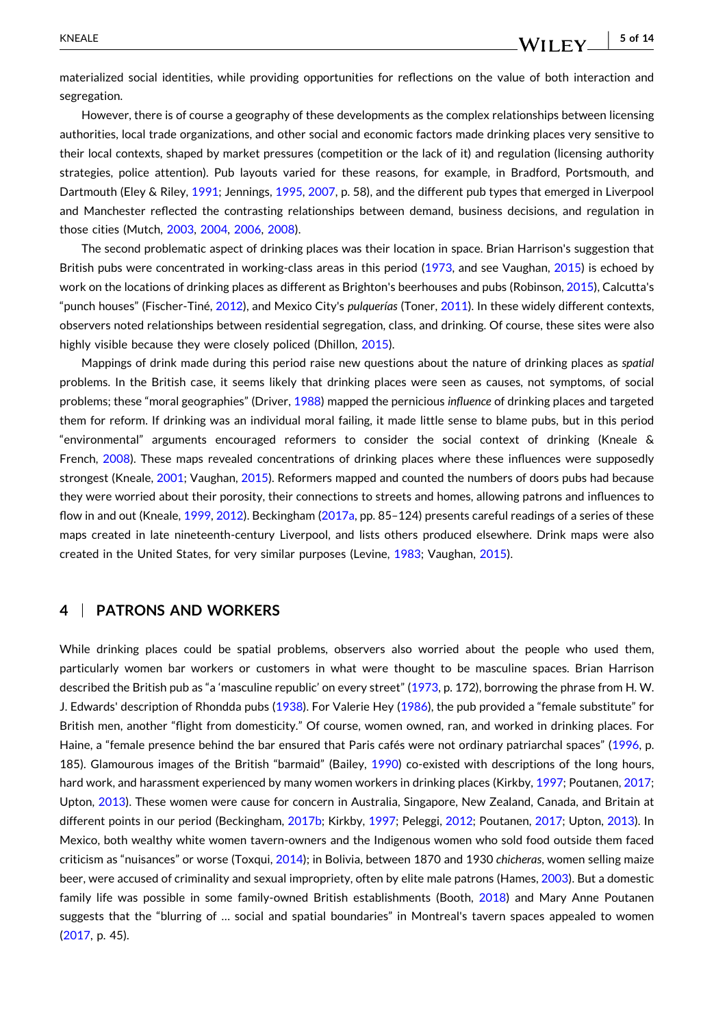materialized social identities, while providing opportunities for reflections on the value of both interaction and segregation.

However, there is of course a geography of these developments as the complex relationships between licensing authorities, local trade organizations, and other social and economic factors made drinking places very sensitive to their local contexts, shaped by market pressures (competition or the lack of it) and regulation (licensing authority strategies, police attention). Pub layouts varied for these reasons, for example, in Bradford, Portsmouth, and Dartmouth (Eley & Riley, 1991; Jennings, 1995, 2007, p. 58), and the different pub types that emerged in Liverpool and Manchester reflected the contrasting relationships between demand, business decisions, and regulation in those cities (Mutch, 2003, 2004, 2006, 2008).

The second problematic aspect of drinking places was their location in space. Brian Harrison's suggestion that British pubs were concentrated in working-class areas in this period (1973, and see Vaughan, 2015) is echoed by work on the locations of drinking places as different as Brighton's beerhouses and pubs (Robinson, 2015), Calcutta's "punch houses" (Fischer-Tiné, 2012), and Mexico City's *pulquerías* (Toner, 2011). In these widely different contexts, observers noted relationships between residential segregation, class, and drinking. Of course, these sites were also highly visible because they were closely policed (Dhillon, 2015).

Mappings of drink made during this period raise new questions about the nature of drinking places as *spatial* problems. In the British case, it seems likely that drinking places were seen as causes, not symptoms, of social problems; these "moral geographies" (Driver, 1988) mapped the pernicious *influence* of drinking places and targeted them for reform. If drinking was an individual moral failing, it made little sense to blame pubs, but in this period "environmental" arguments encouraged reformers to consider the social context of drinking (Kneale & French, 2008). These maps revealed concentrations of drinking places where these influences were supposedly strongest (Kneale, 2001; Vaughan, 2015). Reformers mapped and counted the numbers of doors pubs had because they were worried about their porosity, their connections to streets and homes, allowing patrons and influences to flow in and out (Kneale, 1999, 2012). Beckingham (2017a, pp. 85–124) presents careful readings of a series of these maps created in late nineteenth-century Liverpool, and lists others produced elsewhere. Drink maps were also created in the United States, for very similar purposes (Levine, 1983; Vaughan, 2015).

## 4 | PATRONS AND WORKERS

While drinking places could be spatial problems, observers also worried about the people who used them, particularly women bar workers or customers in what were thought to be masculine spaces. Brian Harrison described the British pub as "a 'masculine republic' on every street" (1973, p. 172), borrowing the phrase from H. W. J. Edwards' description of Rhondda pubs (1938). For Valerie Hey (1986), the pub provided a "female substitute" for British men, another "flight from domesticity." Of course, women owned, ran, and worked in drinking places. For Haine, a "female presence behind the bar ensured that Paris cafés were not ordinary patriarchal spaces" (1996, p. 185). Glamourous images of the British "barmaid" (Bailey, 1990) co-existed with descriptions of the long hours, hard work, and harassment experienced by many women workers in drinking places (Kirkby, 1997; Poutanen, 2017; Upton, 2013). These women were cause for concern in Australia, Singapore, New Zealand, Canada, and Britain at different points in our period (Beckingham, 2017b; Kirkby, 1997; Peleggi, 2012; Poutanen, 2017; Upton, 2013). In Mexico, both wealthy white women tavern-owners and the Indigenous women who sold food outside them faced criticism as "nuisances" or worse (Toxqui, 2014); in Bolivia, between 1870 and 1930 *chicheras*, women selling maize beer, were accused of criminality and sexual impropriety, often by elite male patrons (Hames, 2003). But a domestic family life was possible in some family-owned British establishments (Booth, 2018) and Mary Anne Poutanen suggests that the "blurring of … social and spatial boundaries" in Montreal's tavern spaces appealed to women (2017, p. 45).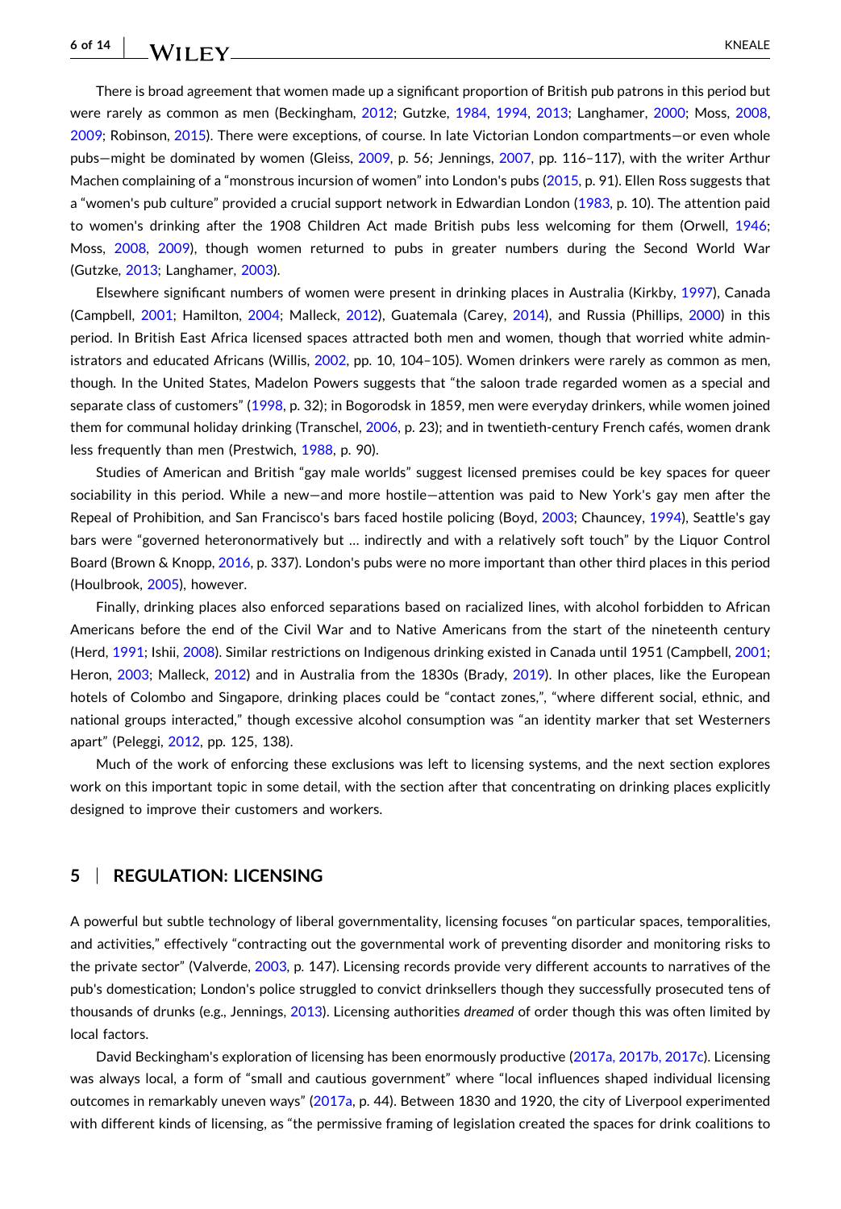There is broad agreement that women made up a significant proportion of British pub patrons in this period but were rarely as common as men (Beckingham, 2012; Gutzke, 1984, 1994, 2013; Langhamer, 2000; Moss, 2008, 2009; Robinson, 2015). There were exceptions, of course. In late Victorian London compartments—or even whole pubs—might be dominated by women (Gleiss, 2009, p. 56; Jennings, 2007, pp. 116–117), with the writer Arthur Machen complaining of a "monstrous incursion of women" into London's pubs (2015, p. 91). Ellen Ross suggests that a "women's pub culture" provided a crucial support network in Edwardian London (1983, p. 10). The attention paid to women's drinking after the 1908 Children Act made British pubs less welcoming for them (Orwell, 1946; Moss, 2008, 2009), though women returned to pubs in greater numbers during the Second World War (Gutzke, 2013; Langhamer, 2003).

Elsewhere significant numbers of women were present in drinking places in Australia (Kirkby, 1997), Canada (Campbell, 2001; Hamilton, 2004; Malleck, 2012), Guatemala (Carey, 2014), and Russia (Phillips, 2000) in this period. In British East Africa licensed spaces attracted both men and women, though that worried white administrators and educated Africans (Willis, 2002, pp. 10, 104–105). Women drinkers were rarely as common as men, though. In the United States, Madelon Powers suggests that "the saloon trade regarded women as a special and separate class of customers" (1998, p. 32); in Bogorodsk in 1859, men were everyday drinkers, while women joined them for communal holiday drinking (Transchel, 2006, p. 23); and in twentieth-century French cafés, women drank less frequently than men (Prestwich, 1988, p. 90).

Studies of American and British "gay male worlds" suggest licensed premises could be key spaces for queer sociability in this period. While a new—and more hostile—attention was paid to New York's gay men after the Repeal of Prohibition, and San Francisco's bars faced hostile policing (Boyd, 2003; Chauncey, 1994), Seattle's gay bars were "governed heteronormatively but … indirectly and with a relatively soft touch" by the Liquor Control Board (Brown & Knopp, 2016, p. 337). London's pubs were no more important than other third places in this period (Houlbrook, 2005), however.

Finally, drinking places also enforced separations based on racialized lines, with alcohol forbidden to African Americans before the end of the Civil War and to Native Americans from the start of the nineteenth century (Herd, 1991; Ishii, 2008). Similar restrictions on Indigenous drinking existed in Canada until 1951 (Campbell, 2001; Heron, 2003; Malleck, 2012) and in Australia from the 1830s (Brady, 2019). In other places, like the European hotels of Colombo and Singapore, drinking places could be "contact zones,", "where different social, ethnic, and national groups interacted," though excessive alcohol consumption was "an identity marker that set Westerners apart" (Peleggi, 2012, pp. 125, 138).

Much of the work of enforcing these exclusions was left to licensing systems, and the next section explores work on this important topic in some detail, with the section after that concentrating on drinking places explicitly designed to improve their customers and workers.

## 5 | REGULATION: LICENSING

A powerful but subtle technology of liberal governmentality, licensing focuses "on particular spaces, temporalities, and activities," effectively "contracting out the governmental work of preventing disorder and monitoring risks to the private sector" (Valverde, 2003, p. 147). Licensing records provide very different accounts to narratives of the pub's domestication; London's police struggled to convict drinksellers though they successfully prosecuted tens of thousands of drunks (e.g., Jennings, 2013). Licensing authorities *dreamed* of order though this was often limited by local factors.

David Beckingham's exploration of licensing has been enormously productive (2017a, 2017b, 2017c). Licensing was always local, a form of "small and cautious government" where "local influences shaped individual licensing outcomes in remarkably uneven ways" (2017a, p. 44). Between 1830 and 1920, the city of Liverpool experimented with different kinds of licensing, as "the permissive framing of legislation created the spaces for drink coalitions to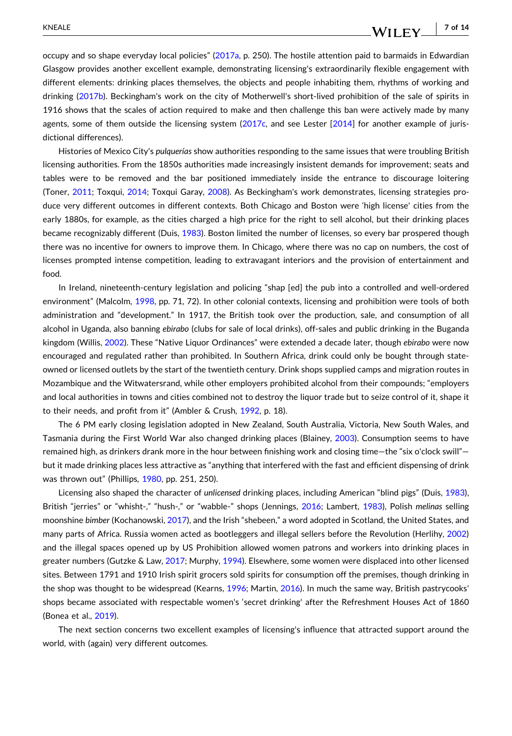occupy and so shape everyday local policies" (2017a, p. 250). The hostile attention paid to barmaids in Edwardian Glasgow provides another excellent example, demonstrating licensing's extraordinarily flexible engagement with different elements: drinking places themselves, the objects and people inhabiting them, rhythms of working and drinking (2017b). Beckingham's work on the city of Motherwell's short-lived prohibition of the sale of spirits in 1916 shows that the scales of action required to make and then challenge this ban were actively made by many agents, some of them outside the licensing system (2017c, and see Lester [2014] for another example of jurisdictional differences).

Histories of Mexico City's *pulquerías* show authorities responding to the same issues that were troubling British licensing authorities. From the 1850s authorities made increasingly insistent demands for improvement; seats and tables were to be removed and the bar positioned immediately inside the entrance to discourage loitering (Toner, 2011; Toxqui, 2014; Toxqui Garay, 2008). As Beckingham's work demonstrates, licensing strategies produce very different outcomes in different contexts. Both Chicago and Boston were 'high license' cities from the early 1880s, for example, as the cities charged a high price for the right to sell alcohol, but their drinking places became recognizably different (Duis, 1983). Boston limited the number of licenses, so every bar prospered though there was no incentive for owners to improve them. In Chicago, where there was no cap on numbers, the cost of licenses prompted intense competition, leading to extravagant interiors and the provision of entertainment and food.

In Ireland, nineteenth-century legislation and policing "shap [ed] the pub into a controlled and well-ordered environment" (Malcolm, 1998, pp. 71, 72). In other colonial contexts, licensing and prohibition were tools of both administration and "development." In 1917, the British took over the production, sale, and consumption of all alcohol in Uganda, also banning *ebirabo* (clubs for sale of local drinks), off-sales and public drinking in the Buganda kingdom (Willis, 2002). These "Native Liquor Ordinances" were extended a decade later, though *ebirabo* were now encouraged and regulated rather than prohibited. In Southern Africa, drink could only be bought through state-owned or licensed outlets by the start of the twentieth century. Drink shops supplied camps and migration routes in Mozambique and the Witwatersrand, while other employers prohibited alcohol from their compounds; "employers and local authorities in towns and cities combined not to destroy the liquor trade but to seize control of it, shape it to their needs, and profit from it" (Ambler & Crush, 1992, p. 18).

The 6 PM early closing legislation adopted in New Zealand, South Australia, Victoria, New South Wales, and Tasmania during the First World War also changed drinking places (Blainey, 2003). Consumption seems to have remained high, as drinkers drank more in the hour between finishing work and closing time—the "six o'clock swill"—but it made drinking places less attractive as "anything that interfered with the fast and efficient dispensing of drink was thrown out" (Phillips, 1980, pp. 251, 250).

Licensing also shaped the character of *unlicensed* drinking places, including American "blind pigs" (Duis, 1983), British "jerries" or "whisht-," "hush-," or "wabble-" shops (Jennings, 2016; Lambert, 1983), Polish *melinas* selling moonshine *bimber* (Kochanowski, 2017), and the Irish "shebeen," a word adopted in Scotland, the United States, and many parts of Africa. Russia women acted as bootleggers and illegal sellers before the Revolution (Herlihy, 2002) and the illegal spaces opened up by US Prohibition allowed women patrons and workers into drinking places in greater numbers (Gutzke & Law, 2017; Murphy, 1994). Elsewhere, some women were displaced into other licensed sites. Between 1791 and 1910 Irish spirit grocers sold spirits for consumption off the premises, though drinking in the shop was thought to be widespread (Kearns, 1996; Martin, 2016). In much the same way, British pastrycooks' shops became associated with respectable women's 'secret drinking' after the Refreshment Houses Act of 1860 (Bonea et al., 2019).

The next section concerns two excellent examples of licensing's influence that attracted support around the world, with (again) very different outcomes.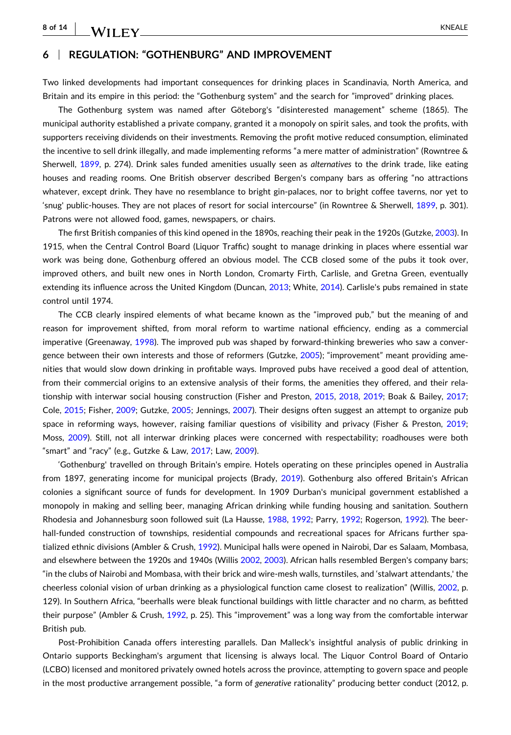## 6 | REGULATION: "GOTHENBURG" AND IMPROVEMENT

Two linked developments had important consequences for drinking places in Scandinavia, North America, and Britain and its empire in this period: the "Gothenburg system" and the search for "improved" drinking places.

The Gothenburg system was named after Göteborg's "disinterested management" scheme (1865). The municipal authority established a private company, granted it a monopoly on spirit sales, and took the profits, with supporters receiving dividends on their investments. Removing the profit motive reduced consumption, eliminated the incentive to sell drink illegally, and made implementing reforms "a mere matter of administration" (Rowntree & Sherwell, 1899, p. 274). Drink sales funded amenities usually seen as *alternatives* to the drink trade, like eating houses and reading rooms. One British observer described Bergen's company bars as offering "no attractions whatever, except drink. They have no resemblance to bright gin-palaces, nor to bright coffee taverns, nor yet to 'snug' public-houses. They are not places of resort for social intercourse" (in Rowntree & Sherwell, 1899, p. 301). Patrons were not allowed food, games, newspapers, or chairs.

The first British companies of this kind opened in the 1890s, reaching their peak in the 1920s (Gutzke, 2003). In 1915, when the Central Control Board (Liquor Traffic) sought to manage drinking in places where essential war work was being done, Gothenburg offered an obvious model. The CCB closed some of the pubs it took over, improved others, and built new ones in North London, Cromarty Firth, Carlisle, and Gretna Green, eventually extending its influence across the United Kingdom (Duncan, 2013; White, 2014). Carlisle's pubs remained in state control until 1974.

The CCB clearly inspired elements of what became known as the "improved pub," but the meaning of and reason for improvement shifted, from moral reform to wartime national efficiency, ending as a commercial imperative (Greenaway, 1998). The improved pub was shaped by forward-thinking breweries who saw a convergence between their own interests and those of reformers (Gutzke, 2005); "improvement" meant providing amenities that would slow down drinking in profitable ways. Improved pubs have received a good deal of attention, from their commercial origins to an extensive analysis of their forms, the amenities they offered, and their relationship with interwar social housing construction (Fisher and Preston, 2015, 2018, 2019; Boak & Bailey, 2017; Cole, 2015; Fisher, 2009; Gutzke, 2005; Jennings, 2007). Their designs often suggest an attempt to organize pub space in reforming ways, however, raising familiar questions of visibility and privacy (Fisher & Preston, 2019; Moss, 2009). Still, not all interwar drinking places were concerned with respectability; roadhouses were both "smart" and "racy" (e.g., Gutzke & Law, 2017; Law, 2009).

'Gothenburg' travelled on through Britain's empire. Hotels operating on these principles opened in Australia from 1897, generating income for municipal projects (Brady, 2019). Gothenburg also offered Britain's African colonies a significant source of funds for development. In 1909 Durban's municipal government established a monopoly in making and selling beer, managing African drinking while funding housing and sanitation. Southern Rhodesia and Johannesburg soon followed suit (La Hausse, 1988, 1992; Parry, 1992; Rogerson, 1992). The beer-hall-funded construction of townships, residential compounds and recreational spaces for Africans further spatialized ethnic divisions (Ambler & Crush, 1992). Municipal halls were opened in Nairobi, Dar es Salaam, Mombasa, and elsewhere between the 1920s and 1940s (Willis 2002, 2003). African halls resembled Bergen's company bars; "in the clubs of Nairobi and Mombasa, with their brick and wire-mesh walls, turnstiles, and 'stalwart attendants,' the cheerless colonial vision of urban drinking as a physiological function came closest to realization" (Willis, 2002, p. 129). In Southern Africa, "beerhalls were bleak functional buildings with little character and no charm, as befitted their purpose" (Ambler & Crush, 1992, p. 25). This "improvement" was a long way from the comfortable interwar British pub.

Post-Prohibition Canada offers interesting parallels. Dan Malleck's insightful analysis of public drinking in Ontario supports Beckingham's argument that licensing is always local. The Liquor Control Board of Ontario (LCBO) licensed and monitored privately owned hotels across the province, attempting to govern space and people in the most productive arrangement possible, "a form of *generative* rationality" producing better conduct (2012, p.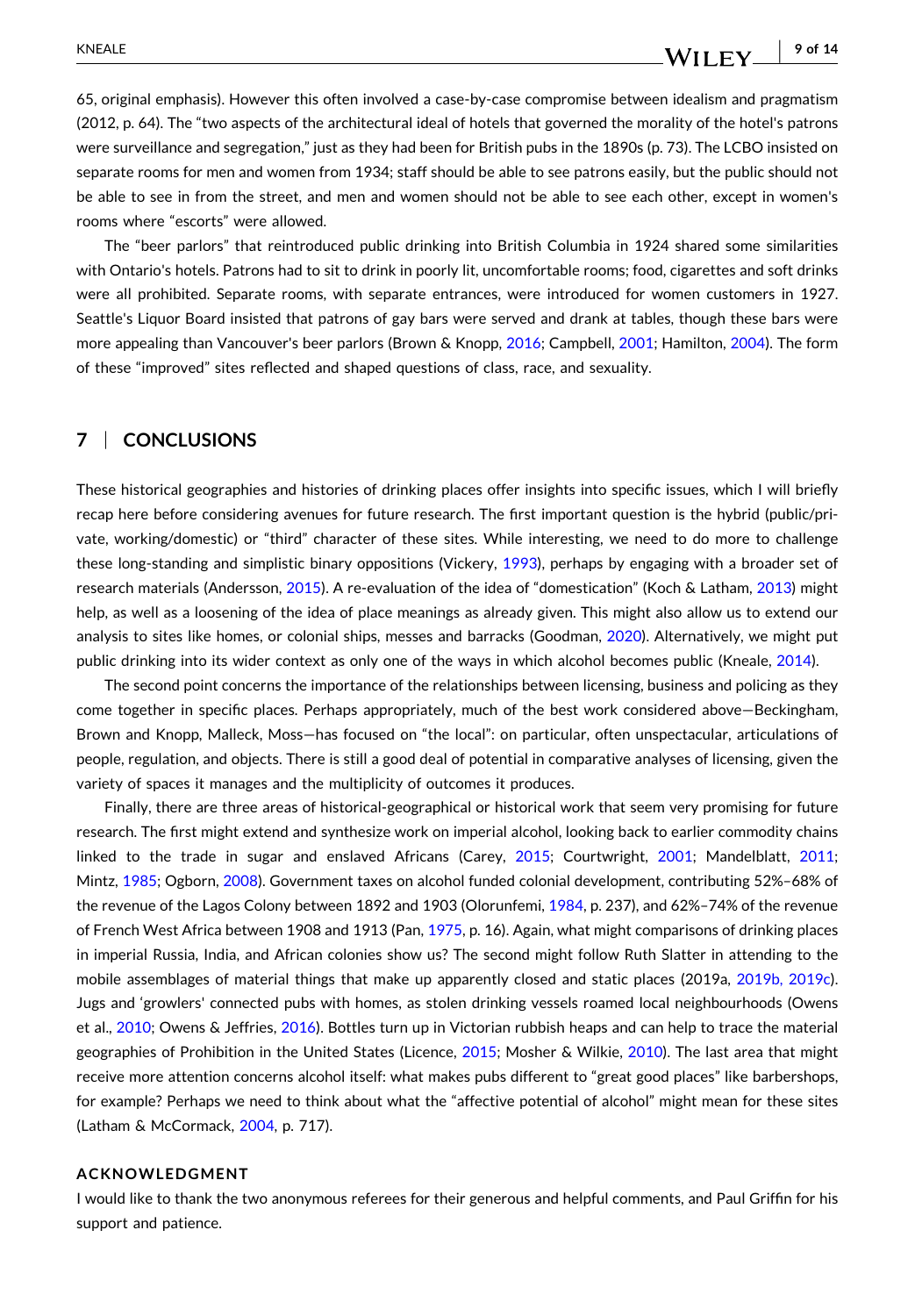65, original emphasis). However this often involved a case-by-case compromise between idealism and pragmatism (2012, p. 64). The "two aspects of the architectural ideal of hotels that governed the morality of the hotel's patrons were surveillance and segregation," just as they had been for British pubs in the 1890s (p. 73). The LCBO insisted on separate rooms for men and women from 1934; staff should be able to see patrons easily, but the public should not be able to see in from the street, and men and women should not be able to see each other, except in women's rooms where "escorts" were allowed.

The "beer parlors" that reintroduced public drinking into British Columbia in 1924 shared some similarities with Ontario's hotels. Patrons had to sit to drink in poorly lit, uncomfortable rooms; food, cigarettes and soft drinks were all prohibited. Separate rooms, with separate entrances, were introduced for women customers in 1927. Seattle's Liquor Board insisted that patrons of gay bars were served and drank at tables, though these bars were more appealing than Vancouver's beer parlors (Brown & Knopp, 2016; Campbell, 2001; Hamilton, 2004). The form of these "improved" sites reflected and shaped questions of class, race, and sexuality.

## 7 | CONCLUSIONS

These historical geographies and histories of drinking places offer insights into specific issues, which I will briefly recap here before considering avenues for future research. The first important question is the hybrid (public/private, working/domestic) or "third" character of these sites. While interesting, we need to do more to challenge these long-standing and simplistic binary oppositions (Vickery, 1993), perhaps by engaging with a broader set of research materials (Andersson, 2015). A re-evaluation of the idea of "domestication" (Koch & Latham, 2013) might help, as well as a loosening of the idea of place meanings as already given. This might also allow us to extend our analysis to sites like homes, or colonial ships, messes and barracks (Goodman, 2020). Alternatively, we might put public drinking into its wider context as only one of the ways in which alcohol becomes public (Kneale, 2014).

The second point concerns the importance of the relationships between licensing, business and policing as they come together in specific places. Perhaps appropriately, much of the best work considered above—Beckingham, Brown and Knopp, Malleck, Moss—has focused on "the local": on particular, often unspectacular, articulations of people, regulation, and objects. There is still a good deal of potential in comparative analyses of licensing, given the variety of spaces it manages and the multiplicity of outcomes it produces.

Finally, there are three areas of historical-geographical or historical work that seem very promising for future research. The first might extend and synthesize work on imperial alcohol, looking back to earlier commodity chains linked to the trade in sugar and enslaved Africans (Carey, 2015; Courtwright, 2001; Mandelblatt, 2011; Mintz, 1985; Ogborn, 2008). Government taxes on alcohol funded colonial development, contributing 52%–68% of the revenue of the Lagos Colony between 1892 and 1903 (Olorunfemi, 1984, p. 237), and 62%–74% of the revenue of French West Africa between 1908 and 1913 (Pan, 1975, p. 16). Again, what might comparisons of drinking places in imperial Russia, India, and African colonies show us? The second might follow Ruth Slatter in attending to the mobile assemblages of material things that make up apparently closed and static places (2019a, 2019b, 2019c). Jugs and 'growlers' connected pubs with homes, as stolen drinking vessels roamed local neighbourhoods (Owens et al., 2010; Owens & Jeffries, 2016). Bottles turn up in Victorian rubbish heaps and can help to trace the material geographies of Prohibition in the United States (Licence, 2015; Mosher & Wilkie, 2010). The last area that might receive more attention concerns alcohol itself: what makes pubs different to "great good places" like barbershops, for example? Perhaps we need to think about what the "affective potential of alcohol" might mean for these sites (Latham & McCormack, 2004, p. 717).

### ACKNOWLEDGMENT

I would like to thank the two anonymous referees for their generous and helpful comments, and Paul Griffin for his support and patience.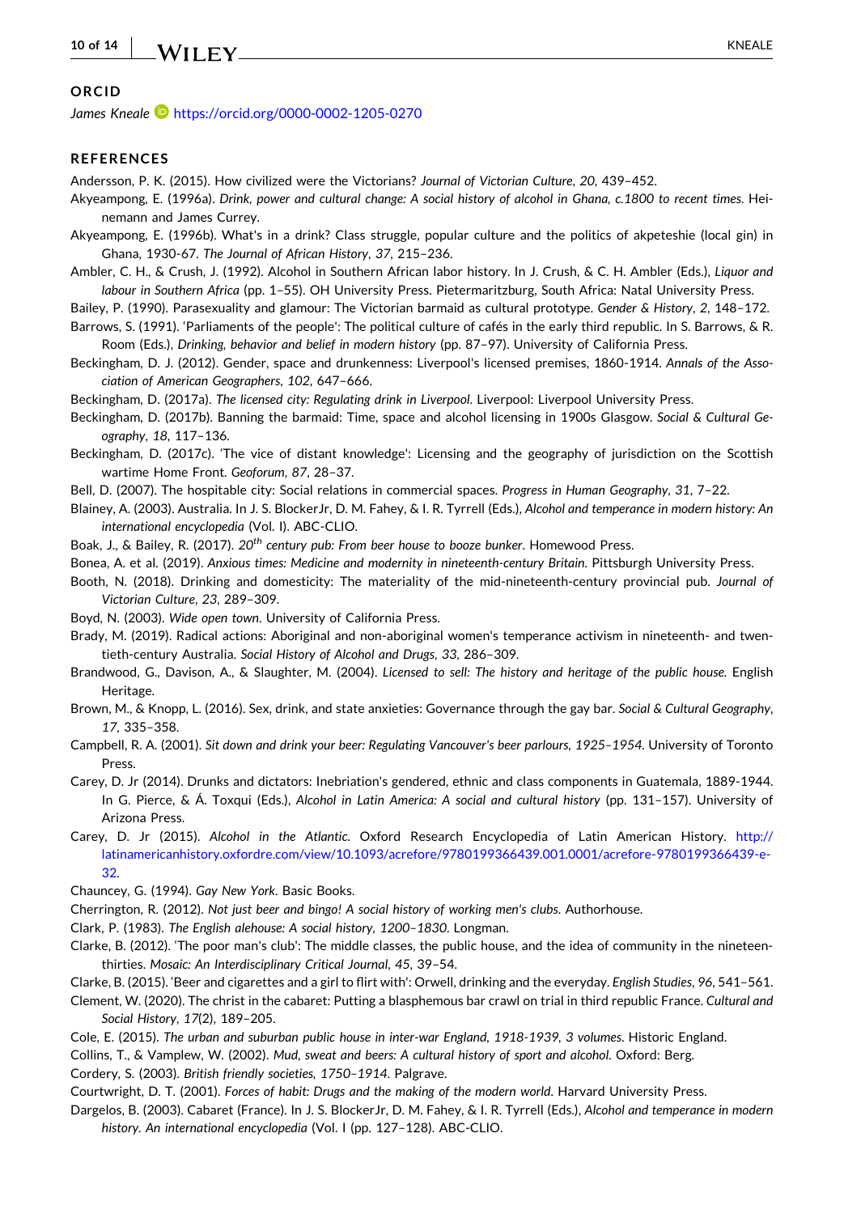## ORCID

*James Kneale* https://orcid.org/0000-0002-1205-0270

## REFERENCES

Andersson, P. K. (2015). How civilized were the Victorians? *Journal of Victorian Culture*, *20*, 439–452.

Akyeampong, E. (1996a). *Drink, power and cultural change: A social history of alcohol in Ghana, c.1800 to recent times*. Heinemann and James Currey.

Akyeampong, E. (1996b). What's in a drink? Class struggle, popular culture and the politics of akpeteshie (local gin) in Ghana, 1930-67. *The Journal of African History*, *37*, 215–236.

Ambler, C. H., & Crush, J. (1992). Alcohol in Southern African labor history. In J. Crush, & C. H. Ambler (Eds.), *Liquor and labour in Southern Africa* (pp. 1–55). OH University Press. Pietermaritzburg, South Africa: Natal University Press.

Bailey, P. (1990). Parasexuality and glamour: The Victorian barmaid as cultural prototype. *Gender & History*, *2*, 148–172.

Barrows, S. (1991). 'Parliaments of the people': The political culture of cafés in the early third republic. In S. Barrows, & R. Room (Eds.), *Drinking, behavior and belief in modern history* (pp. 87–97). University of California Press.

Beckingham, D. J. (2012). Gender, space and drunkenness: Liverpool's licensed premises, 1860-1914. *Annals of the Association of American Geographers*, *102*, 647–666.

Beckingham, D. (2017a). *The licensed city: Regulating drink in Liverpool*. Liverpool: Liverpool University Press.

Beckingham, D. (2017b). Banning the barmaid: Time, space and alcohol licensing in 1900s Glasgow. *Social & Cultural Geography*, *18*, 117–136.

Beckingham, D. (2017c). 'The vice of distant knowledge': Licensing and the geography of jurisdiction on the Scottish wartime Home Front. *Geoforum*, *87*, 28–37.

Bell, D. (2007). The hospitable city: Social relations in commercial spaces. *Progress in Human Geography*, *31*, 7–22.

Blainey, A. (2003). Australia. In J. S. BlockerJr, D. M. Fahey, & I. R. Tyrrell (Eds.), *Alcohol and temperance in modern history: An international encyclopedia* (Vol. I). ABC-CLIO.

Boak, J., & Bailey, R. (2017). *20th century pub: From beer house to booze bunker*. Homewood Press.

Bonea, A. et al. (2019). *Anxious times: Medicine and modernity in nineteenth-century Britain*. Pittsburgh University Press.

Booth, N. (2018). Drinking and domesticity: The materiality of the mid-nineteenth-century provincial pub. *Journal of Victorian Culture*, *23*, 289–309.

Boyd, N. (2003). *Wide open town*. University of California Press.

Brady, M. (2019). Radical actions: Aboriginal and non-aboriginal women's temperance activism in nineteenth- and twentieth-century Australia. *Social History of Alcohol and Drugs*, *33*, 286–309.

Brandwood, G., Davison, A., & Slaughter, M. (2004). *Licensed to sell: The history and heritage of the public house*. English Heritage.

Brown, M., & Knopp, L. (2016). Sex, drink, and state anxieties: Governance through the gay bar. *Social & Cultural Geography*, *17*, 335–358.

Campbell, R. A. (2001). *Sit down and drink your beer: Regulating Vancouver's beer parlours, 1925–1954*. University of Toronto Press.

Carey, D. Jr (2014). Drunks and dictators: Inebriation's gendered, ethnic and class components in Guatemala, 1889-1944. In G. Pierce, & Á. Toxqui (Eds.), *Alcohol in Latin America: A social and cultural history* (pp. 131–157). University of Arizona Press.

Carey, D. Jr (2015). *Alcohol in the Atlantic*. Oxford Research Encyclopedia of Latin American History. http://latinamericanhistory.oxfordre.com/view/10.1093/acrefore/9780199366439.001.0001/acrefore-9780199366439-e-32.

Chauncey, G. (1994). *Gay New York*. Basic Books.

Cherrington, R. (2012). *Not just beer and bingo! A social history of working men's clubs*. Authorhouse.

Clark, P. (1983). *The English alehouse: A social history, 1200–1830*. Longman.

Clarke, B. (2012). 'The poor man's club': The middle classes, the public house, and the idea of community in the nineteen-thirties. *Mosaic: An Interdisciplinary Critical Journal*, *45*, 39–54.

Clarke, B. (2015). 'Beer and cigarettes and a girl to flirt with': Orwell, drinking and the everyday. *English Studies*, *96*, 541–561.

Clement, W. (2020). The christ in the cabaret: Putting a blasphemous bar crawl on trial in third republic France. *Cultural and Social History*, *17*(2), 189–205.

Cole, E. (2015). *The urban and suburban public house in inter-war England, 1918-1939, 3 volumes*. Historic England.

Collins, T., & Vamplew, W. (2002). *Mud, sweat and beers: A cultural history of sport and alcohol*. Oxford: Berg.

Cordery, S. (2003). *British friendly societies, 1750–1914*. Palgrave.

Courtwright, D. T. (2001). *Forces of habit: Drugs and the making of the modern world*. Harvard University Press.

Dargelos, B. (2003). Cabaret (France). In J. S. BlockerJr, D. M. Fahey, & I. R. Tyrrell (Eds.), *Alcohol and temperance in modern history. An international encyclopedia* (Vol. I (pp. 127–128). ABC-CLIO.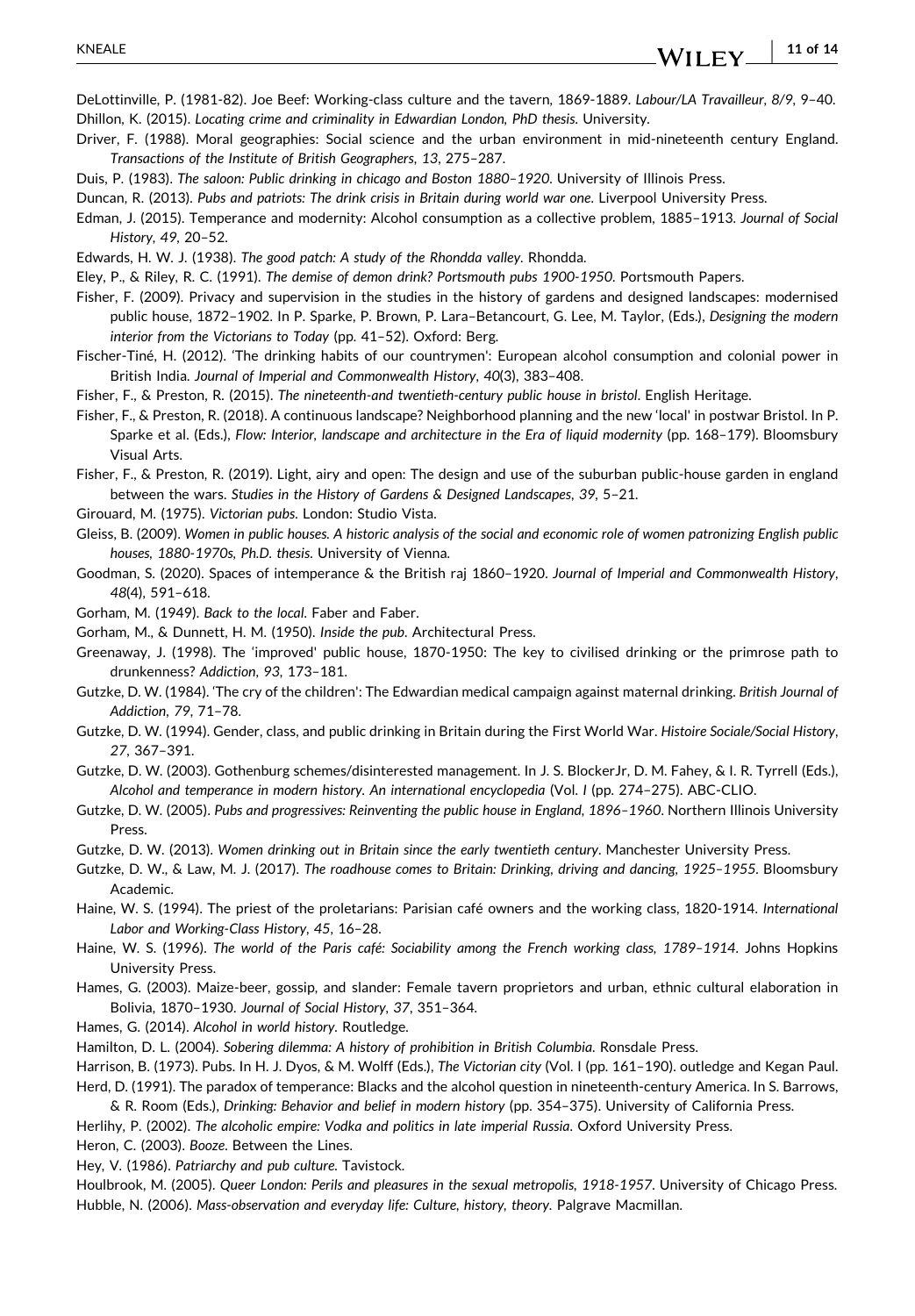DeLottinville, P. (1981-82). Joe Beef: Working-class culture and the tavern, 1869-1889. *Labour/LA Travailleur*, *8/9*, 9–40.

Dhillon, K. (2015). *Locating crime and criminality in Edwardian London, PhD thesis*. University.

Driver, F. (1988). Moral geographies: Social science and the urban environment in mid-nineteenth century England. *Transactions of the Institute of British Geographers*, *13*, 275–287.

Duis, P. (1983). *The saloon: Public drinking in chicago and Boston 1880–1920*. University of Illinois Press.

Duncan, R. (2013). *Pubs and patriots: The drink crisis in Britain during world war one*. Liverpool University Press.

Edman, J. (2015). Temperance and modernity: Alcohol consumption as a collective problem, 1885–1913. *Journal of Social History*, *49*, 20–52.

Edwards, H. W. J. (1938). *The good patch: A study of the Rhondda valley*. Rhondda.

Eley, P., & Riley, R. C. (1991). *The demise of demon drink? Portsmouth pubs 1900-1950*. Portsmouth Papers.

Fisher, F. (2009). Privacy and supervision in the studies in the history of gardens and designed landscapes: modernised public house, 1872–1902. In P. Sparke, P. Brown, P. Lara–Betancourt, G. Lee, M. Taylor, (Eds.), *Designing the modern interior from the Victorians to Today* (pp. 41–52). Oxford: Berg.

Fischer-Tiné, H. (2012). 'The drinking habits of our countrymen': European alcohol consumption and colonial power in British India. *Journal of Imperial and Commonwealth History*, *40*(3), 383–408.

Fisher, F., & Preston, R. (2015). *The nineteenth-and twentieth-century public house in bristol*. English Heritage.

Fisher, F., & Preston, R. (2018). A continuous landscape? Neighborhood planning and the new 'local' in postwar Bristol. In P. Sparke et al. (Eds.), *Flow: Interior, landscape and architecture in the Era of liquid modernity* (pp. 168–179). Bloomsbury Visual Arts.

Fisher, F., & Preston, R. (2019). Light, airy and open: The design and use of the suburban public-house garden in england between the wars. *Studies in the History of Gardens & Designed Landscapes*, *39*, 5–21.

Girouard, M. (1975). *Victorian pubs*. London: Studio Vista.

Gleiss, B. (2009). *Women in public houses. A historic analysis of the social and economic role of women patronizing English public houses, 1880-1970s, Ph.D. thesis*. University of Vienna.

Goodman, S. (2020). Spaces of intemperance & the British raj 1860–1920. *Journal of Imperial and Commonwealth History*, *48*(4), 591–618.

Gorham, M. (1949). *Back to the local*. Faber and Faber.

Gorham, M., & Dunnett, H. M. (1950). *Inside the pub*. Architectural Press.

Greenaway, J. (1998). The 'improved' public house, 1870-1950: The key to civilised drinking or the primrose path to drunkenness? *Addiction*, *93*, 173–181.

Gutzke, D. W. (1984). 'The cry of the children': The Edwardian medical campaign against maternal drinking. *British Journal of Addiction*, *79*, 71–78.

Gutzke, D. W. (1994). Gender, class, and public drinking in Britain during the First World War. *Histoire Sociale/Social History*, *27*, 367–391.

Gutzke, D. W. (2003). Gothenburg schemes/disinterested management. In J. S. BlockerJr, D. M. Fahey, & I. R. Tyrrell (Eds.), *Alcohol and temperance in modern history. An international encyclopedia* (Vol. I (pp. 274–275). ABC-CLIO.

Gutzke, D. W. (2005). *Pubs and progressives: Reinventing the public house in England, 1896–1960*. Northern Illinois University Press.

Gutzke, D. W. (2013). *Women drinking out in Britain since the early twentieth century*. Manchester University Press.

Gutzke, D. W., & Law, M. J. (2017). *The roadhouse comes to Britain: Drinking, driving and dancing, 1925–1955*. Bloomsbury Academic.

Haine, W. S. (1994). The priest of the proletarians: Parisian café owners and the working class, 1820-1914. *International Labor and Working-Class History*, *45*, 16–28.

Haine, W. S. (1996). *The world of the Paris café: Sociability among the French working class, 1789–1914*. Johns Hopkins University Press.

Hames, G. (2003). Maize-beer, gossip, and slander: Female tavern proprietors and urban, ethnic cultural elaboration in Bolivia, 1870–1930. *Journal of Social History*, *37*, 351–364.

Hames, G. (2014). *Alcohol in world history*. Routledge.

Hamilton, D. L. (2004). *Sobering dilemma: A history of prohibition in British Columbia*. Ronsdale Press.

Harrison, B. (1973). Pubs. In H. J. Dyos, & M. Wolff (Eds.), *The Victorian city* (Vol. I (pp. 161–190). outledge and Kegan Paul.

Herd, D. (1991). The paradox of temperance: Blacks and the alcohol question in nineteenth-century America. In S. Barrows, & R. Room (Eds.), *Drinking: Behavior and belief in modern history* (pp. 354–375). University of California Press.

Herlihy, P. (2002). *The alcoholic empire: Vodka and politics in late imperial Russia*. Oxford University Press.

Heron, C. (2003). *Booze*. Between the Lines.

Hey, V. (1986). *Patriarchy and pub culture*. Tavistock.

Houlbrook, M. (2005). *Queer London: Perils and pleasures in the sexual metropolis, 1918-1957*. University of Chicago Press.

Hubble, N. (2006). *Mass-observation and everyday life: Culture, history, theory*. Palgrave Macmillan.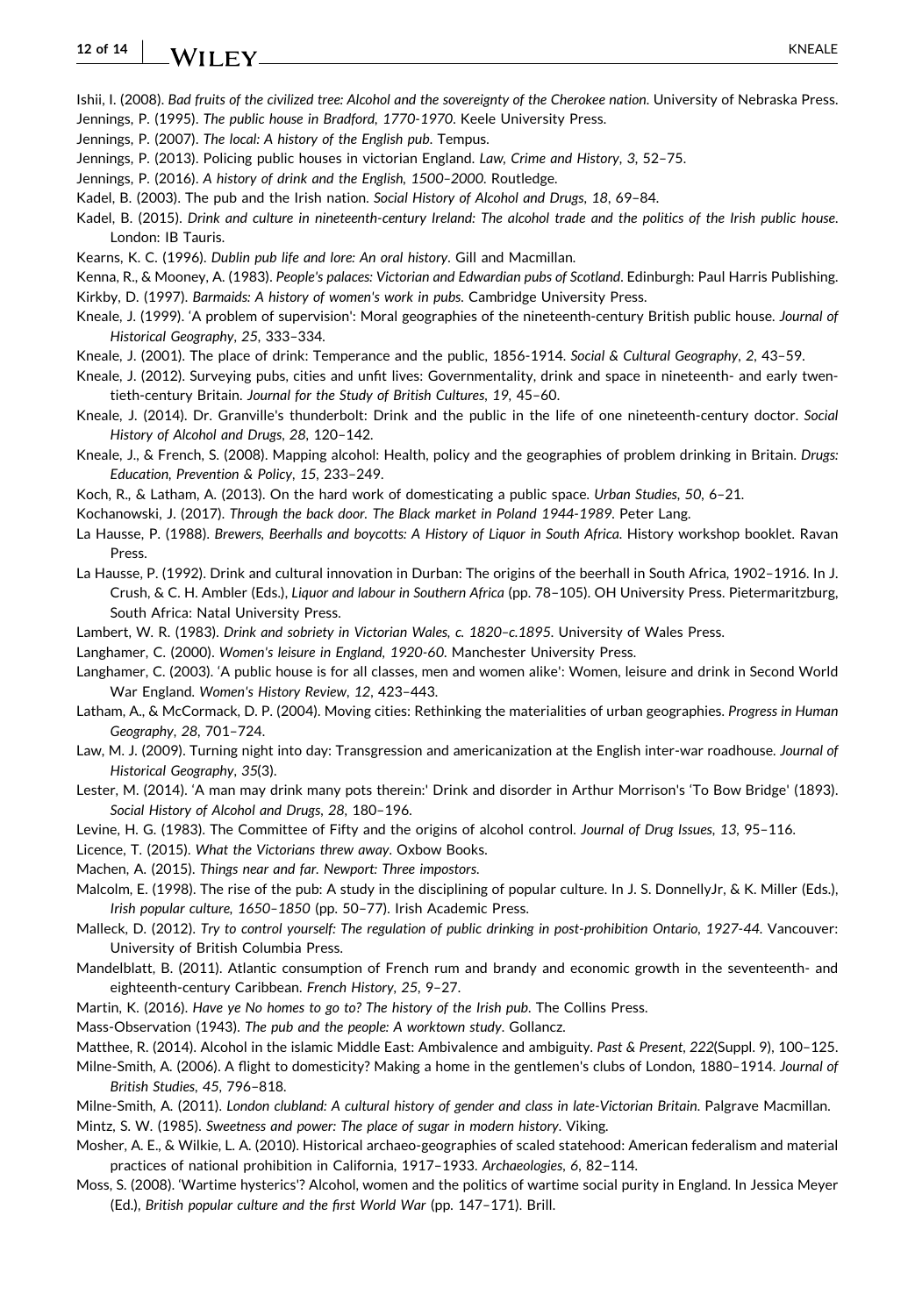Ishii, I. (2008). *Bad fruits of the civilized tree: Alcohol and the sovereignty of the Cherokee nation*. University of Nebraska Press.

Jennings, P. (1995). *The public house in Bradford, 1770-1970*. Keele University Press.

Jennings, P. (2007). *The local: A history of the English pub*. Tempus.

Jennings, P. (2013). Policing public houses in victorian England. *Law, Crime and History*, *3*, 52–75.

Jennings, P. (2016). *A history of drink and the English, 1500–2000*. Routledge.

Kadel, B. (2003). The pub and the Irish nation. *Social History of Alcohol and Drugs*, *18*, 69–84.

Kadel, B. (2015). *Drink and culture in nineteenth-century Ireland: The alcohol trade and the politics of the Irish public house*. London: IB Tauris.

Kearns, K. C. (1996). *Dublin pub life and lore: An oral history*. Gill and Macmillan.

Kenna, R., & Mooney, A. (1983). *People's palaces: Victorian and Edwardian pubs of Scotland*. Edinburgh: Paul Harris Publishing.

Kirkby, D. (1997). *Barmaids: A history of women's work in pubs*. Cambridge University Press.

Kneale, J. (1999). 'A problem of supervision': Moral geographies of the nineteenth-century British public house. *Journal of Historical Geography*, *25*, 333–334.

Kneale, J. (2001). The place of drink: Temperance and the public, 1856-1914. *Social & Cultural Geography*, *2*, 43–59.

Kneale, J. (2012). Surveying pubs, cities and unfit lives: Governmentality, drink and space in nineteenth- and early twentieth-century Britain. *Journal for the Study of British Cultures*, *19*, 45–60.

Kneale, J. (2014). Dr. Granville's thunderbolt: Drink and the public in the life of one nineteenth-century doctor. *Social History of Alcohol and Drugs*, *28*, 120–142.

Kneale, J., & French, S. (2008). Mapping alcohol: Health, policy and the geographies of problem drinking in Britain. *Drugs: Education, Prevention & Policy*, *15*, 233–249.

Koch, R., & Latham, A. (2013). On the hard work of domesticating a public space. *Urban Studies*, *50*, 6–21.

Kochanowski, J. (2017). *Through the back door. The Black market in Poland 1944-1989*. Peter Lang.

La Hausse, P. (1988). *Brewers, Beerhalls and boycotts: A History of Liquor in South Africa*. History workshop booklet. Ravan Press.

La Hausse, P. (1992). Drink and cultural innovation in Durban: The origins of the beerhall in South Africa, 1902–1916. In J. Crush, & C. H. Ambler (Eds.), *Liquor and labour in Southern Africa* (pp. 78–105). OH University Press. Pietermaritzburg, South Africa: Natal University Press.

Lambert, W. R. (1983). *Drink and sobriety in Victorian Wales, c. 1820–c.1895*. University of Wales Press.

Langhamer, C. (2000). *Women's leisure in England, 1920-60*. Manchester University Press.

Langhamer, C. (2003). 'A public house is for all classes, men and women alike': Women, leisure and drink in Second World War England. *Women's History Review*, *12*, 423–443.

Latham, A., & McCormack, D. P. (2004). Moving cities: Rethinking the materialities of urban geographies. *Progress in Human Geography*, *28*, 701–724.

Law, M. J. (2009). Turning night into day: Transgression and americanization at the English inter-war roadhouse. *Journal of Historical Geography*, *35*(3).

Lester, M. (2014). 'A man may drink many pots therein:' Drink and disorder in Arthur Morrison's 'To Bow Bridge' (1893). *Social History of Alcohol and Drugs*, *28*, 180–196.

Levine, H. G. (1983). The Committee of Fifty and the origins of alcohol control. *Journal of Drug Issues*, *13*, 95–116.

Licence, T. (2015). *What the Victorians threw away*. Oxbow Books.

Machen, A. (2015). *Things near and far. Newport: Three impostors*.

Malcolm, E. (1998). The rise of the pub: A study in the disciplining of popular culture. In J. S. DonnellyJr, & K. Miller (Eds.), *Irish popular culture, 1650–1850* (pp. 50–77). Irish Academic Press.

Malleck, D. (2012). *Try to control yourself: The regulation of public drinking in post-prohibition Ontario, 1927-44*. Vancouver: University of British Columbia Press.

Mandelblatt, B. (2011). Atlantic consumption of French rum and brandy and economic growth in the seventeenth- and eighteenth-century Caribbean. *French History*, *25*, 9–27.

Martin, K. (2016). *Have ye No homes to go to? The history of the Irish pub*. The Collins Press.

Mass-Observation (1943). *The pub and the people: A worktown study*. Gollancz.

Matthee, R. (2014). Alcohol in the islamic Middle East: Ambivalence and ambiguity. *Past & Present*, *222*(Suppl. 9), 100–125.

Milne-Smith, A. (2006). A flight to domesticity? Making a home in the gentlemen's clubs of London, 1880–1914. *Journal of British Studies*, *45*, 796–818.

Milne-Smith, A. (2011). *London clubland: A cultural history of gender and class in late-Victorian Britain*. Palgrave Macmillan.

Mintz, S. W. (1985). *Sweetness and power: The place of sugar in modern history*. Viking.

Mosher, A. E., & Wilkie, L. A. (2010). Historical archaeo-geographies of scaled statehood: American federalism and material practices of national prohibition in California, 1917–1933. *Archaeologies*, *6*, 82–114.

Moss, S. (2008). 'Wartime hysterics'? Alcohol, women and the politics of wartime social purity in England. In Jessica Meyer (Ed.), *British popular culture and the first World War* (pp. 147–171). Brill.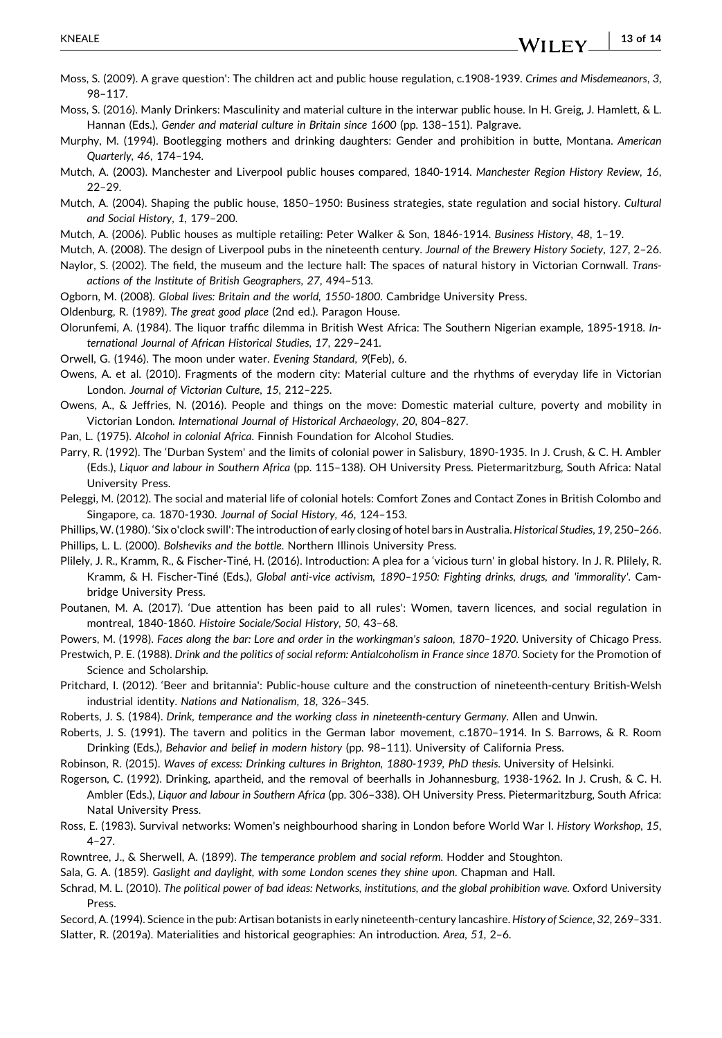Moss, S. (2009). A grave question': The children act and public house regulation, c.1908-1939. *Crimes and Misdemeanors*, *3*, 98–117.

Moss, S. (2016). Manly Drinkers: Masculinity and material culture in the interwar public house. In H. Greig, J. Hamlett, & L. Hannan (Eds.), *Gender and material culture in Britain since 1600* (pp. 138–151). Palgrave.

Murphy, M. (1994). Bootlegging mothers and drinking daughters: Gender and prohibition in butte, Montana. *American Quarterly*, *46*, 174–194.

Mutch, A. (2003). Manchester and Liverpool public houses compared, 1840-1914. *Manchester Region History Review*, *16*, 22–29.

Mutch, A. (2004). Shaping the public house, 1850–1950: Business strategies, state regulation and social history. *Cultural and Social History*, *1*, 179–200.

Mutch, A. (2006). Public houses as multiple retailing: Peter Walker & Son, 1846-1914. *Business History*, *48*, 1–19.

Mutch, A. (2008). The design of Liverpool pubs in the nineteenth century. *Journal of the Brewery History Society*, *127*, 2–26.

Naylor, S. (2002). The field, the museum and the lecture hall: The spaces of natural history in Victorian Cornwall. *Transactions of the Institute of British Geographers*, *27*, 494–513.

Ogborn, M. (2008). *Global lives: Britain and the world, 1550-1800*. Cambridge University Press.

Oldenburg, R. (1989). *The great good place* (2nd ed.). Paragon House.

Olorunfemi, A. (1984). The liquor traffic dilemma in British West Africa: The Southern Nigerian example, 1895-1918. *International Journal of African Historical Studies*, *17*, 229–241.

Orwell, G. (1946). The moon under water. *Evening Standard*, *9*(Feb), 6.

Owens, A. et al. (2010). Fragments of the modern city: Material culture and the rhythms of everyday life in Victorian London. *Journal of Victorian Culture*, *15*, 212–225.

Owens, A., & Jeffries, N. (2016). People and things on the move: Domestic material culture, poverty and mobility in Victorian London. *International Journal of Historical Archaeology*, *20*, 804–827.

Pan, L. (1975). *Alcohol in colonial Africa*. Finnish Foundation for Alcohol Studies.

Parry, R. (1992). The 'Durban System' and the limits of colonial power in Salisbury, 1890-1935. In J. Crush, & C. H. Ambler (Eds.), *Liquor and labour in Southern Africa* (pp. 115–138). OH University Press. Pietermaritzburg, South Africa: Natal University Press.

Peleggi, M. (2012). The social and material life of colonial hotels: Comfort Zones and Contact Zones in British Colombo and Singapore, ca. 1870-1930. *Journal of Social History*, *46*, 124–153.

Phillips, W. (1980). 'Six o'clock swill': The introduction of early closing of hotel bars in Australia. *Historical Studies*, *19*, 250–266.

Phillips, L. L. (2000). *Bolsheviks and the bottle*. Northern Illinois University Press.

Plilely, J. R., Kramm, R., & Fischer-Tiné, H. (2016). Introduction: A plea for a 'vicious turn' in global history. In J. R. Plilely, R. Kramm, & H. Fischer-Tiné (Eds.), *Global anti-vice activism, 1890–1950: Fighting drinks, drugs, and 'immorality'*. Cambridge University Press.

Poutanen, M. A. (2017). 'Due attention has been paid to all rules': Women, tavern licences, and social regulation in montreal, 1840-1860. *Histoire Sociale/Social History*, *50*, 43–68.

Powers, M. (1998). *Faces along the bar: Lore and order in the workingman's saloon, 1870–1920*. University of Chicago Press.

Prestwich, P. E. (1988). *Drink and the politics of social reform: Antialcoholism in France since 1870*. Society for the Promotion of Science and Scholarship.

Pritchard, I. (2012). 'Beer and britannia': Public-house culture and the construction of nineteenth-century British-Welsh industrial identity. *Nations and Nationalism*, *18*, 326–345.

Roberts, J. S. (1984). *Drink, temperance and the working class in nineteenth-century Germany*. Allen and Unwin.

Roberts, J. S. (1991). The tavern and politics in the German labor movement, c.1870–1914. In S. Barrows, & R. Room Drinking (Eds.), *Behavior and belief in modern history* (pp. 98–111). University of California Press.

Robinson, R. (2015). *Waves of excess: Drinking cultures in Brighton, 1880-1939, PhD thesis*. University of Helsinki.

Rogerson, C. (1992). Drinking, apartheid, and the removal of beerhalls in Johannesburg, 1938-1962. In J. Crush, & C. H. Ambler (Eds.), *Liquor and labour in Southern Africa* (pp. 306–338). OH University Press. Pietermaritzburg, South Africa: Natal University Press.

Ross, E. (1983). Survival networks: Women's neighbourhood sharing in London before World War I. *History Workshop*, *15*, 4–27.

Rowntree, J., & Sherwell, A. (1899). *The temperance problem and social reform*. Hodder and Stoughton.

Sala, G. A. (1859). *Gaslight and daylight, with some London scenes they shine upon*. Chapman and Hall.

Schrad, M. L. (2010). *The political power of bad ideas: Networks, institutions, and the global prohibition wave*. Oxford University Press.

Secord, A. (1994). Science in the pub: Artisan botanists in early nineteenth-century lancashire. *History of Science*, *32*, 269–331.

Slatter, R. (2019a). Materialities and historical geographies: An introduction. *Area*, *51*, 2–6.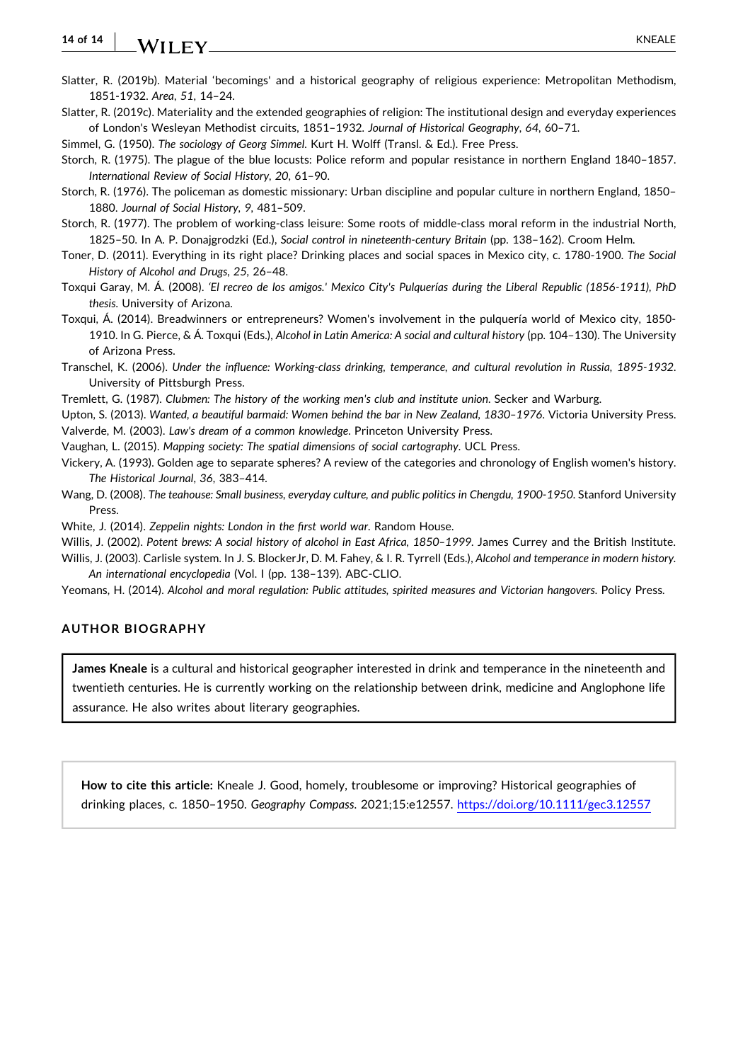Slatter, R. (2019b). Material 'becomings' and a historical geography of religious experience: Metropolitan Methodism, 1851-1932. *Area*, *51*, 14–24.

Slatter, R. (2019c). Materiality and the extended geographies of religion: The institutional design and everyday experiences of London's Wesleyan Methodist circuits, 1851–1932. *Journal of Historical Geography*, *64*, 60–71.

Simmel, G. (1950). *The sociology of Georg Simmel*. Kurt H. Wolff (Transl. & Ed.). Free Press.

Storch, R. (1975). The plague of the blue locusts: Police reform and popular resistance in northern England 1840–1857. *International Review of Social History*, *20*, 61–90.

Storch, R. (1976). The policeman as domestic missionary: Urban discipline and popular culture in northern England, 1850–1880. *Journal of Social History*, *9*, 481–509.

Storch, R. (1977). The problem of working-class leisure: Some roots of middle-class moral reform in the industrial North, 1825–50. In A. P. Donajgrodzki (Ed.), *Social control in nineteenth-century Britain* (pp. 138–162). Croom Helm.

Toner, D. (2011). Everything in its right place? Drinking places and social spaces in Mexico city, c. 1780-1900. *The Social History of Alcohol and Drugs*, *25*, 26–48.

Toxqui Garay, M. Á. (2008). *'El recreo de los amigos.' Mexico City's Pulquerías during the Liberal Republic (1856-1911), PhD thesis*. University of Arizona.

Toxqui, Á. (2014). Breadwinners or entrepreneurs? Women's involvement in the pulquería world of Mexico city, 1850-1910. In G. Pierce, & Á. Toxqui (Eds.), *Alcohol in Latin America: A social and cultural history* (pp. 104–130). The University of Arizona Press.

Transchel, K. (2006). *Under the influence: Working-class drinking, temperance, and cultural revolution in Russia, 1895-1932*. University of Pittsburgh Press.

Tremlett, G. (1987). *Clubmen: The history of the working men's club and institute union*. Secker and Warburg.

Upton, S. (2013). *Wanted, a beautiful barmaid: Women behind the bar in New Zealand, 1830–1976*. Victoria University Press.

Valverde, M. (2003). *Law's dream of a common knowledge*. Princeton University Press.

Vaughan, L. (2015). *Mapping society: The spatial dimensions of social cartography*. UCL Press.

Vickery, A. (1993). Golden age to separate spheres? A review of the categories and chronology of English women's history. *The Historical Journal*, *36*, 383–414.

Wang, D. (2008). *The teahouse: Small business, everyday culture, and public politics in Chengdu, 1900-1950*. Stanford University Press.

White, J. (2014). *Zeppelin nights: London in the first world war*. Random House.

Willis, J. (2002). *Potent brews: A social history of alcohol in East Africa, 1850–1999*. James Currey and the British Institute.

Willis, J. (2003). Carlisle system. In J. S. BlockerJr, D. M. Fahey, & I. R. Tyrrell (Eds.), *Alcohol and temperance in modern history. An international encyclopedia* (Vol. I (pp. 138–139). ABC-CLIO.

Yeomans, H. (2014). *Alcohol and moral regulation: Public attitudes, spirited measures and Victorian hangovers*. Policy Press.

## AUTHOR BIOGRAPHY

**James Kneale** is a cultural and historical geographer interested in drink and temperance in the nineteenth and twentieth centuries. He is currently working on the relationship between drink, medicine and Anglophone life assurance. He also writes about literary geographies.

**How to cite this article:** Kneale J. Good, homely, troublesome or improving? Historical geographies of drinking places, c. 1850–1950. *Geography Compass*. 2021;15:e12557. https://doi.org/10.1111/gec3.12557